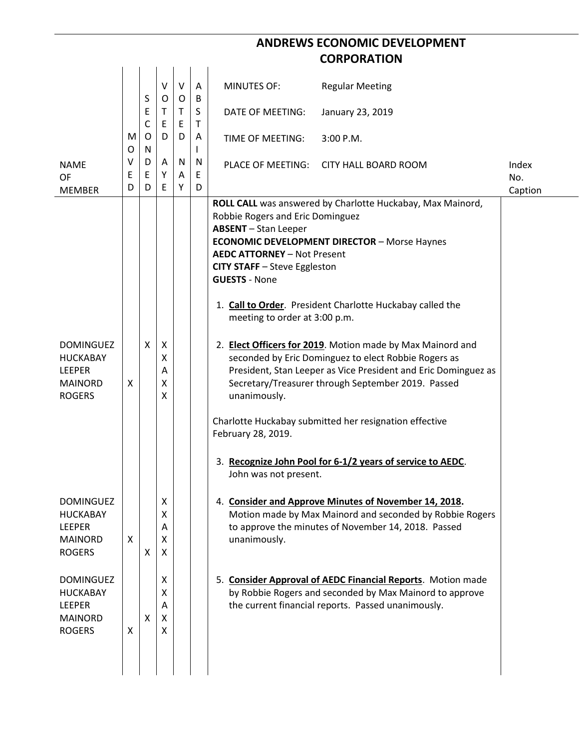# ANDREWS ECONOMIC DEVELOPMENT CORPORATION

| | |
|---|---|
| MINUTES OF: | Regular Meeting |
| DATE OF MEETING: | January 23, 2019 |
| TIME OF MEETING: | 3:00 P.M. |
| PLACE OF MEETING: | CITY HALL BOARD ROOM |

**ROLL CALL** was answered by Charlotte Huckabay, Max Mainord, Robbie Rogers and Eric Dominguez
**ABSENT** – Stan Leeper
**ECONOMIC DEVELOPMENT DIRECTOR** – Morse Haynes
**AEDC ATTORNEY** – Not Present
**CITY STAFF** – Steve Eggleston
**GUESTS** - None

1. **Call to Order**. President Charlotte Huckabay called the meeting to order at 3:00 p.m.

2. **Elect Officers for 2019**. Motion made by Max Mainord and seconded by Eric Dominguez to elect Robbie Rogers as President, Stan Leeper as Vice President and Eric Dominguez as Secretary/Treasurer through September 2019. Passed unanimously.

| NAME OF MEMBER | MOVED | SECONDED | VOTED AYE | VOTED NAY | ABSTAINED |
|---|---|---|---|---|---|
| DOMINGUEZ | | X | X | | |
| HUCKABAY | | | X | | |
| LEEPER | | | A | | |
| MAINORD | X | | X | | |
| ROGERS | | | X | | |

Charlotte Huckabay submitted her resignation effective February 28, 2019.

3. **Recognize John Pool for 6-1/2 years of service to AEDC**. John was not present.

4. **Consider and Approve Minutes of November 14, 2018.** Motion made by Max Mainord and seconded by Robbie Rogers to approve the minutes of November 14, 2018. Passed unanimously.

| NAME OF MEMBER | MOVED | SECONDED | VOTED AYE | VOTED NAY | ABSTAINED |
|---|---|---|---|---|---|
| DOMINGUEZ | | | X | | |
| HUCKABAY | | | X | | |
| LEEPER | | | A | | |
| MAINORD | X | | X | | |
| ROGERS | | X | X | | |

5. **Consider Approval of AEDC Financial Reports**. Motion made by Robbie Rogers and seconded by Max Mainord to approve the current financial reports. Passed unanimously.

| NAME OF MEMBER | MOVED | SECONDED | VOTED AYE | VOTED NAY | ABSTAINED |
|---|---|---|---|---|---|
| DOMINGUEZ | | | X | | |
| HUCKABAY | | | X | | |
| LEEPER | | | A | | |
| MAINORD | | X | X | | |
| ROGERS | X | | X | | |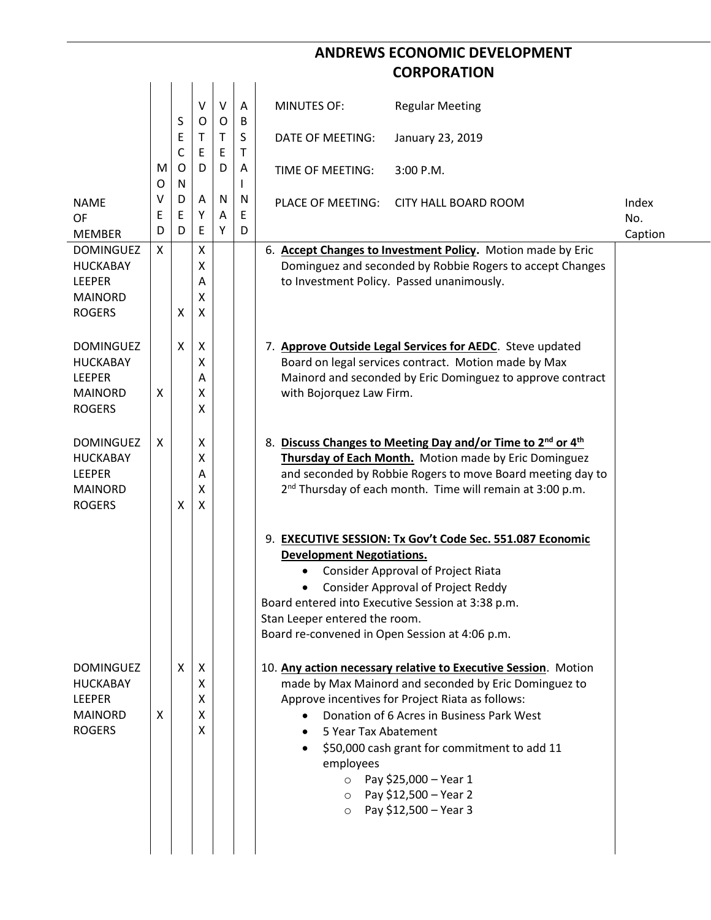# ANDREWS ECONOMIC DEVELOPMENT CORPORATION

| NAME OF MEMBER | MOVED | SECONDED | VOTED AYE | VOTED NAY | ABSTAINED | | Index No. Caption |
|---|---|---|---|---|---|---|---|
| | | | | | | MINUTES OF: Regular Meeting<br>DATE OF MEETING: January 23, 2019<br>TIME OF MEETING: 3:00 P.M.<br>PLACE OF MEETING: CITY HALL BOARD ROOM | |
| DOMINGUEZ | X | | X | | | 6. **<u>Accept Changes to Investment Policy</u>.** Motion made by Eric Dominguez and seconded by Robbie Rogers to accept Changes to Investment Policy. Passed unanimously. | |
| HUCKABAY | | | X | | | | |
| LEEPER | | | A | | | | |
| MAINORD | | | X | | | | |
| ROGERS | | X | X | | | | |
| DOMINGUEZ | | X | X | | | 7. **<u>Approve Outside Legal Services for AEDC</u>**. Steve updated Board on legal services contract. Motion made by Max Mainord and seconded by Eric Dominguez to approve contract with Bojorquez Law Firm. | |
| HUCKABAY | | | X | | | | |
| LEEPER | | | A | | | | |
| MAINORD | X | | X | | | | |
| ROGERS | | | X | | | | |
| DOMINGUEZ | X | | X | | | 8. **<u>Discuss Changes to Meeting Day and/or Time to 2nd or 4th Thursday of Each Month.</u>** Motion made by Eric Dominguez and seconded by Robbie Rogers to move Board meeting day to 2nd Thursday of each month. Time will remain at 3:00 p.m. | |
| HUCKABAY | | | X | | | | |
| LEEPER | | | A | | | | |
| MAINORD | | | X | | | | |
| ROGERS | | X | X | | | | |
| | | | | | | 9. **<u>EXECUTIVE SESSION: Tx Gov't Code Sec. 551.087 Economic Development Negotiations.</u>**<br>• Consider Approval of Project Riata<br>• Consider Approval of Project Reddy<br>Board entered into Executive Session at 3:38 p.m.<br>Stan Leeper entered the room.<br>Board re-convened in Open Session at 4:06 p.m. | |
| DOMINGUEZ | | X | X | | | 10. **<u>Any action necessary relative to Executive Session</u>**. Motion made by Max Mainord and seconded by Eric Dominguez to Approve incentives for Project Riata as follows:<br>• Donation of 6 Acres in Business Park West<br>• 5 Year Tax Abatement<br>• $50,000 cash grant for commitment to add 11 employees<br>&nbsp;&nbsp;o Pay $25,000 – Year 1<br>&nbsp;&nbsp;o Pay $12,500 – Year 2<br>&nbsp;&nbsp;o Pay $12,500 – Year 3 | |
| HUCKABAY | | | X | | | | |
| LEEPER | | | X | | | | |
| MAINORD | X | | X | | | | |
| ROGERS | | | X | | | | |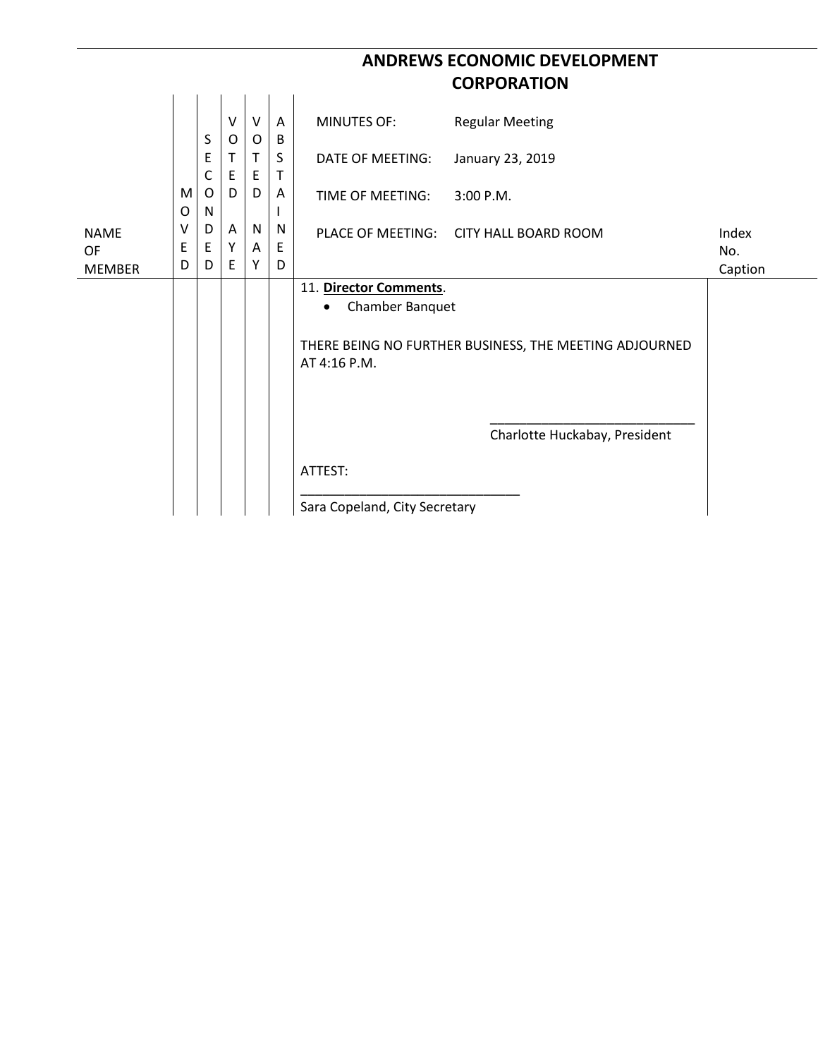# ANDREWS ECONOMIC DEVELOPMENT CORPORATION

| NAME OF MEMBER | MOVED | SECONDED | VOTED AYE | VOTED NAY | ABSTAINED | MINUTES OF: Regular Meeting<br>DATE OF MEETING: January 23, 2019<br>TIME OF MEETING: 3:00 P.M.<br>PLACE OF MEETING: CITY HALL BOARD ROOM | Index No. Caption |
|---|---|---|---|---|---|---|---|
| | | | | | | 11. **Director Comments**.<br>• Chamber Banquet<br><br>THERE BEING NO FURTHER BUSINESS, THE MEETING ADJOURNED AT 4:16 P.M.<br><br>\_\_\_\_\_\_\_\_\_\_\_\_\_\_\_\_\_\_\_\_\_\_\_\_\_\_\_\_<br>Charlotte Huckabay, President<br><br>ATTEST:<br>\_\_\_\_\_\_\_\_\_\_\_\_\_\_\_\_\_\_\_\_\_\_\_\_\_\_\_\_<br>Sara Copeland, City Secretary | |